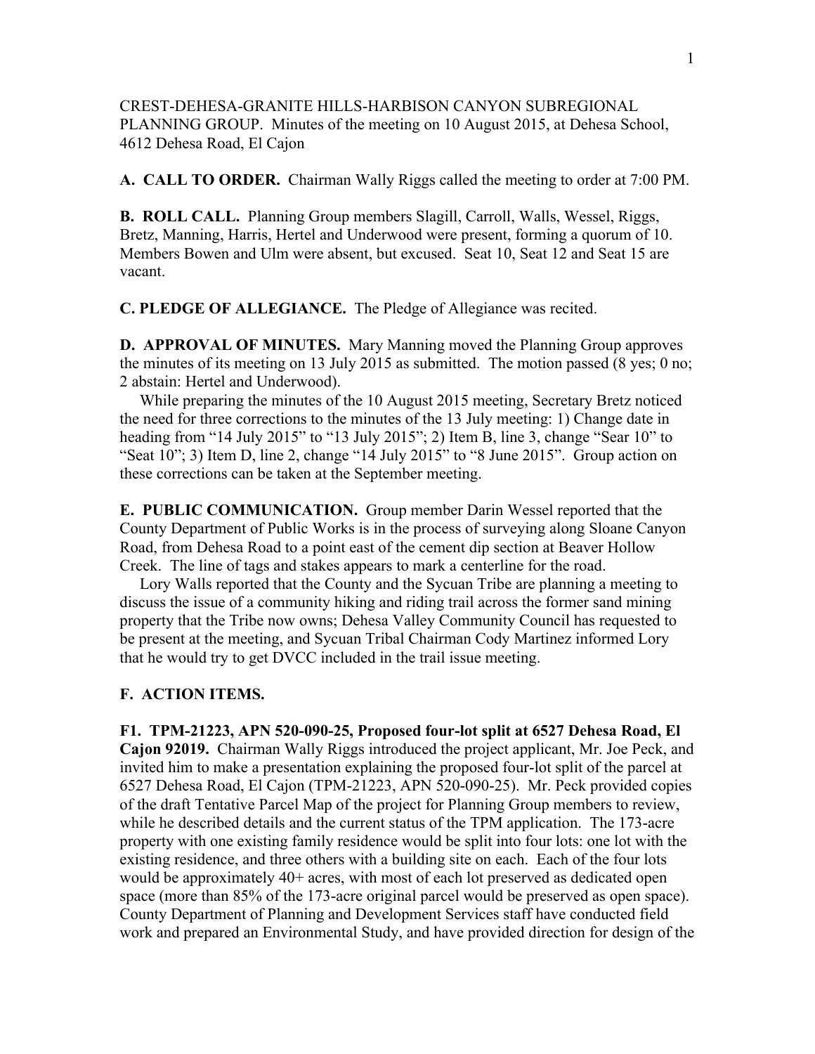CREST-DEHESA-GRANITE HILLS-HARBISON CANYON SUBREGIONAL PLANNING GROUP. Minutes of the meeting on 10 August 2015, at Dehesa School, 4612 Dehesa Road, El Cajon

**A. CALL TO ORDER.** Chairman Wally Riggs called the meeting to order at 7:00 PM.

**B. ROLL CALL.** Planning Group members Slagill, Carroll, Walls, Wessel, Riggs, Bretz, Manning, Harris, Hertel and Underwood were present, forming a quorum of 10. Members Bowen and Ulm were absent, but excused. Seat 10, Seat 12 and Seat 15 are vacant.

**C. PLEDGE OF ALLEGIANCE.** The Pledge of Allegiance was recited.

**D. APPROVAL OF MINUTES.** Mary Manning moved the Planning Group approves the minutes of its meeting on 13 July 2015 as submitted. The motion passed (8 yes; 0 no; 2 abstain: Hertel and Underwood).

While preparing the minutes of the 10 August 2015 meeting, Secretary Bretz noticed the need for three corrections to the minutes of the 13 July meeting: 1) Change date in heading from "14 July 2015" to "13 July 2015"; 2) Item B, line 3, change "Sear 10" to "Seat 10"; 3) Item D, line 2, change "14 July 2015" to "8 June 2015". Group action on these corrections can be taken at the September meeting.

**E. PUBLIC COMMUNICATION.** Group member Darin Wessel reported that the County Department of Public Works is in the process of surveying along Sloane Canyon Road, from Dehesa Road to a point east of the cement dip section at Beaver Hollow Creek. The line of tags and stakes appears to mark a centerline for the road.

Lory Walls reported that the County and the Sycuan Tribe are planning a meeting to discuss the issue of a community hiking and riding trail across the former sand mining property that the Tribe now owns; Dehesa Valley Community Council has requested to be present at the meeting, and Sycuan Tribal Chairman Cody Martinez informed Lory that he would try to get DVCC included in the trail issue meeting.

**F. ACTION ITEMS.**

**F1. TPM-21223, APN 520-090-25, Proposed four-lot split at 6527 Dehesa Road, El Cajon 92019.** Chairman Wally Riggs introduced the project applicant, Mr. Joe Peck, and invited him to make a presentation explaining the proposed four-lot split of the parcel at 6527 Dehesa Road, El Cajon (TPM-21223, APN 520-090-25). Mr. Peck provided copies of the draft Tentative Parcel Map of the project for Planning Group members to review, while he described details and the current status of the TPM application. The 173-acre property with one existing family residence would be split into four lots: one lot with the existing residence, and three others with a building site on each. Each of the four lots would be approximately 40+ acres, with most of each lot preserved as dedicated open space (more than 85% of the 173-acre original parcel would be preserved as open space). County Department of Planning and Development Services staff have conducted field work and prepared an Environmental Study, and have provided direction for design of the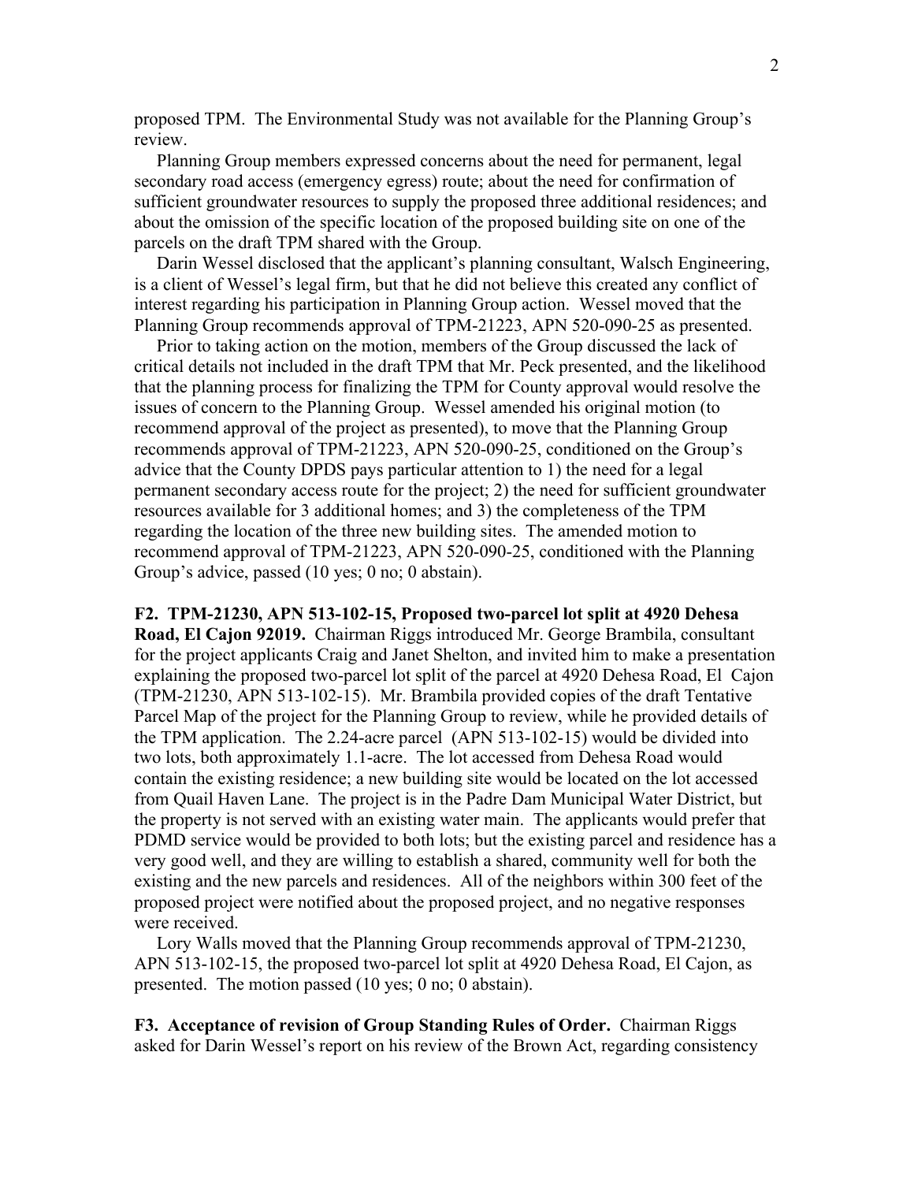proposed TPM. The Environmental Study was not available for the Planning Group's review.

Planning Group members expressed concerns about the need for permanent, legal secondary road access (emergency egress) route; about the need for confirmation of sufficient groundwater resources to supply the proposed three additional residences; and about the omission of the specific location of the proposed building site on one of the parcels on the draft TPM shared with the Group.

Darin Wessel disclosed that the applicant's planning consultant, Walsch Engineering, is a client of Wessel's legal firm, but that he did not believe this created any conflict of interest regarding his participation in Planning Group action. Wessel moved that the Planning Group recommends approval of TPM-21223, APN 520-090-25 as presented.

Prior to taking action on the motion, members of the Group discussed the lack of critical details not included in the draft TPM that Mr. Peck presented, and the likelihood that the planning process for finalizing the TPM for County approval would resolve the issues of concern to the Planning Group. Wessel amended his original motion (to recommend approval of the project as presented), to move that the Planning Group recommends approval of TPM-21223, APN 520-090-25, conditioned on the Group's advice that the County DPDS pays particular attention to 1) the need for a legal permanent secondary access route for the project; 2) the need for sufficient groundwater resources available for 3 additional homes; and 3) the completeness of the TPM regarding the location of the three new building sites. The amended motion to recommend approval of TPM-21223, APN 520-090-25, conditioned with the Planning Group's advice, passed (10 yes; 0 no; 0 abstain).

**F2. TPM-21230, APN 513-102-15, Proposed two-parcel lot split at 4920 Dehesa Road, El Cajon 92019.** Chairman Riggs introduced Mr. George Brambila, consultant for the project applicants Craig and Janet Shelton, and invited him to make a presentation explaining the proposed two-parcel lot split of the parcel at 4920 Dehesa Road, El Cajon (TPM-21230, APN 513-102-15). Mr. Brambila provided copies of the draft Tentative Parcel Map of the project for the Planning Group to review, while he provided details of the TPM application. The 2.24-acre parcel (APN 513-102-15) would be divided into two lots, both approximately 1.1-acre. The lot accessed from Dehesa Road would contain the existing residence; a new building site would be located on the lot accessed from Quail Haven Lane. The project is in the Padre Dam Municipal Water District, but the property is not served with an existing water main. The applicants would prefer that PDMD service would be provided to both lots; but the existing parcel and residence has a very good well, and they are willing to establish a shared, community well for both the existing and the new parcels and residences. All of the neighbors within 300 feet of the proposed project were notified about the proposed project, and no negative responses were received.

Lory Walls moved that the Planning Group recommends approval of TPM-21230, APN 513-102-15, the proposed two-parcel lot split at 4920 Dehesa Road, El Cajon, as presented. The motion passed (10 yes; 0 no; 0 abstain).

**F3. Acceptance of revision of Group Standing Rules of Order.** Chairman Riggs asked for Darin Wessel's report on his review of the Brown Act, regarding consistency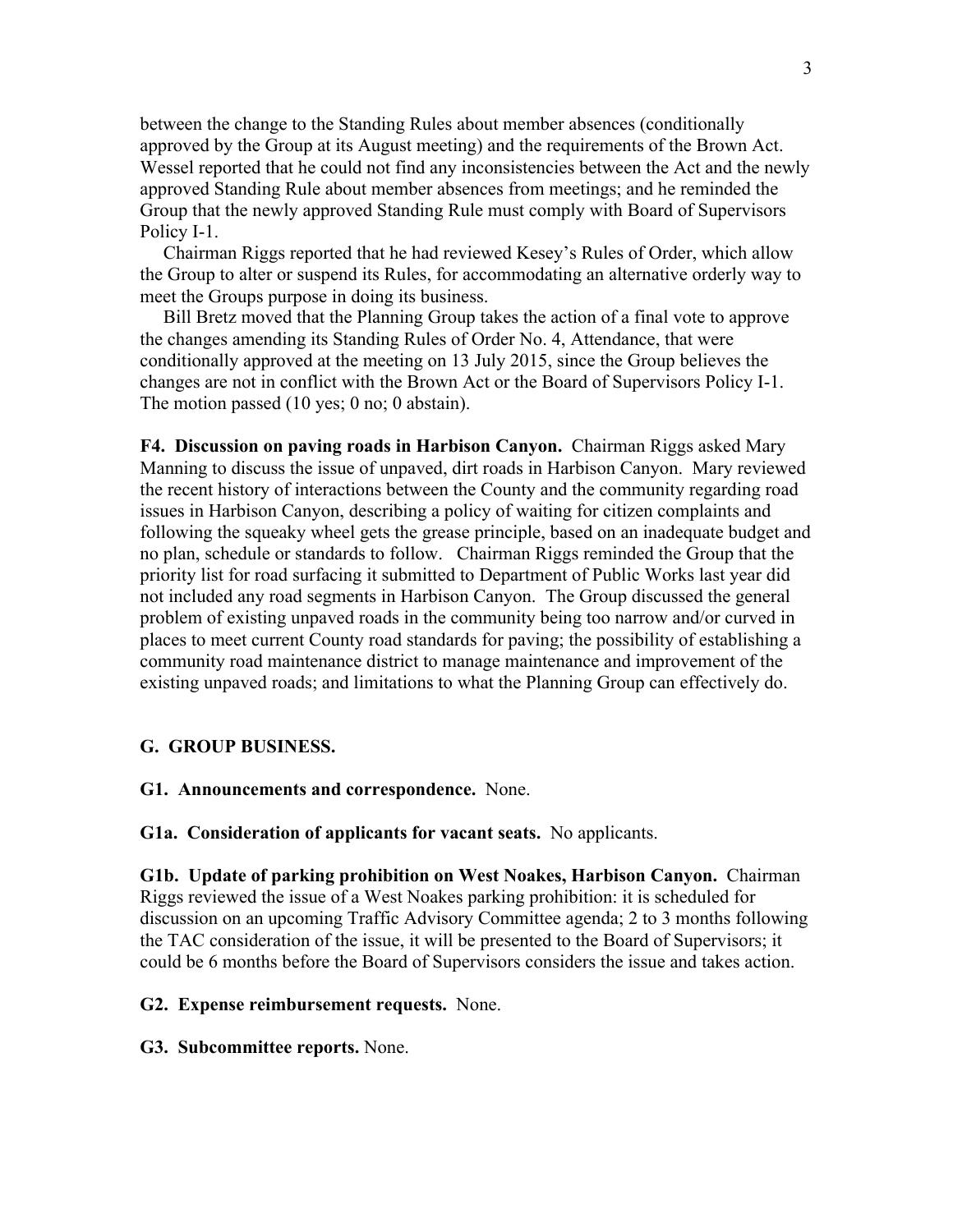between the change to the Standing Rules about member absences (conditionally approved by the Group at its August meeting) and the requirements of the Brown Act. Wessel reported that he could not find any inconsistencies between the Act and the newly approved Standing Rule about member absences from meetings; and he reminded the Group that the newly approved Standing Rule must comply with Board of Supervisors Policy I-1.

Chairman Riggs reported that he had reviewed Kesey's Rules of Order, which allow the Group to alter or suspend its Rules, for accommodating an alternative orderly way to meet the Groups purpose in doing its business.

Bill Bretz moved that the Planning Group takes the action of a final vote to approve the changes amending its Standing Rules of Order No. 4, Attendance, that were conditionally approved at the meeting on 13 July 2015, since the Group believes the changes are not in conflict with the Brown Act or the Board of Supervisors Policy I-1. The motion passed (10 yes; 0 no; 0 abstain).

**F4. Discussion on paving roads in Harbison Canyon.** Chairman Riggs asked Mary Manning to discuss the issue of unpaved, dirt roads in Harbison Canyon. Mary reviewed the recent history of interactions between the County and the community regarding road issues in Harbison Canyon, describing a policy of waiting for citizen complaints and following the squeaky wheel gets the grease principle, based on an inadequate budget and no plan, schedule or standards to follow. Chairman Riggs reminded the Group that the priority list for road surfacing it submitted to Department of Public Works last year did not included any road segments in Harbison Canyon. The Group discussed the general problem of existing unpaved roads in the community being too narrow and/or curved in places to meet current County road standards for paving; the possibility of establishing a community road maintenance district to manage maintenance and improvement of the existing unpaved roads; and limitations to what the Planning Group can effectively do.

## G. GROUP BUSINESS.

**G1. Announcements and correspondence.** None.

**G1a. Consideration of applicants for vacant seats.** No applicants.

**G1b. Update of parking prohibition on West Noakes, Harbison Canyon.** Chairman Riggs reviewed the issue of a West Noakes parking prohibition: it is scheduled for discussion on an upcoming Traffic Advisory Committee agenda; 2 to 3 months following the TAC consideration of the issue, it will be presented to the Board of Supervisors; it could be 6 months before the Board of Supervisors considers the issue and takes action.

**G2. Expense reimbursement requests.** None.

**G3. Subcommittee reports.** None.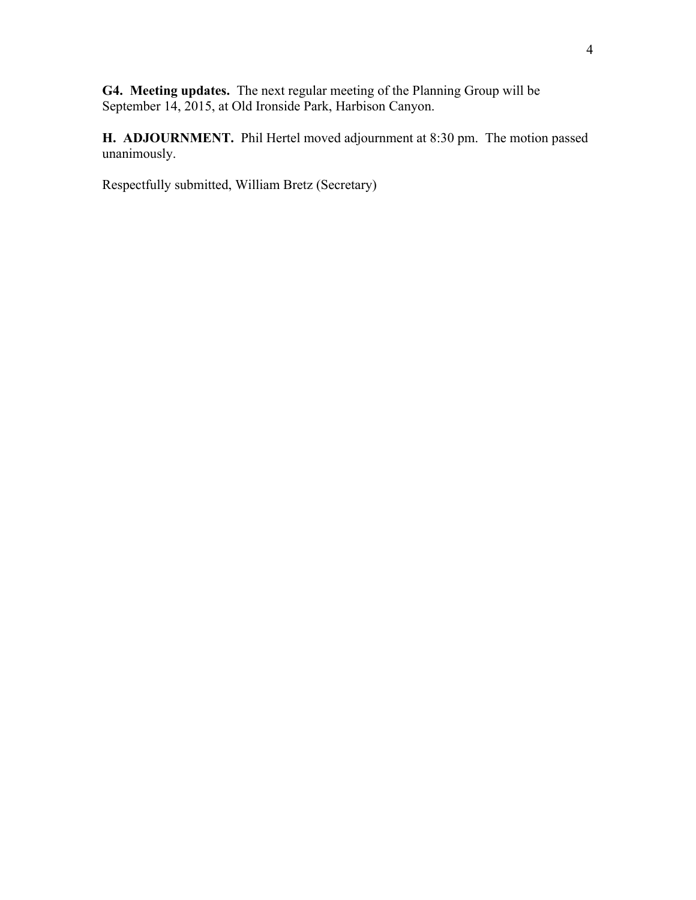**G4. Meeting updates.** The next regular meeting of the Planning Group will be September 14, 2015, at Old Ironside Park, Harbison Canyon.

**H. ADJOURNMENT.** Phil Hertel moved adjournment at 8:30 pm. The motion passed unanimously.

Respectfully submitted, William Bretz (Secretary)